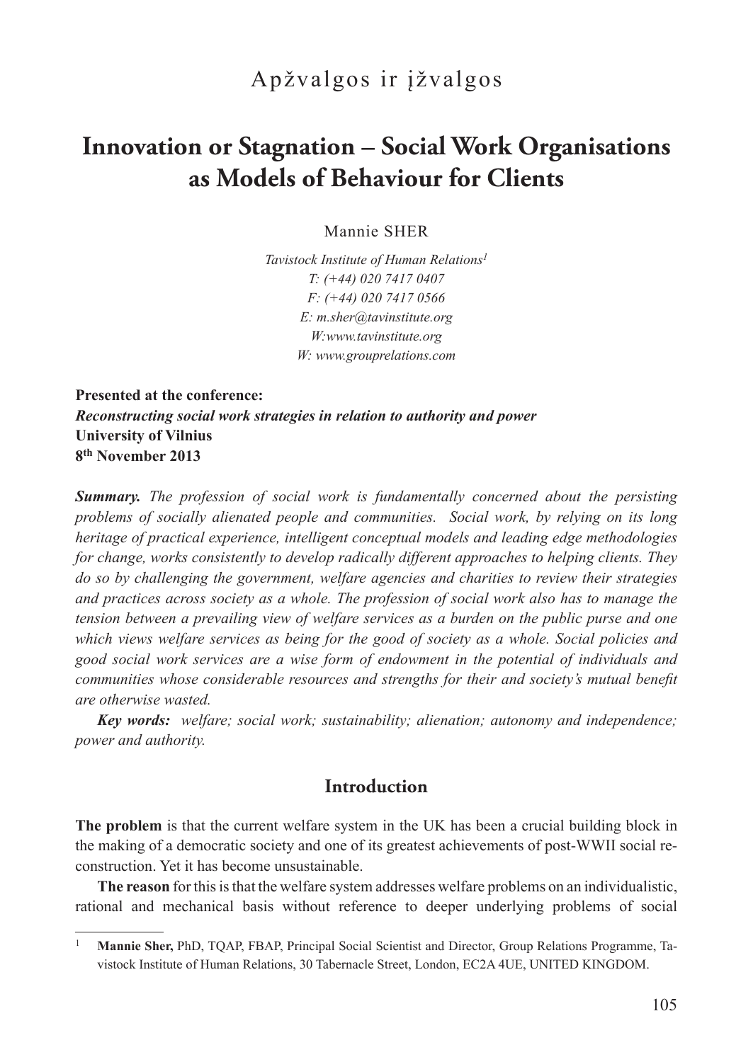Apžvalgos ir įžvalgos

# Innovation or Stagnation – Social Work Organisations as Models of Behaviour for Clients

Mannie SHER

*Tavistock Institute of Human Relations*[1]
*T: (+44) 020 7417 0407*
*F: (+44) 020 7417 0566*
*E: m.sher@tavinstitute.org*
*W:www.tavinstitute.org*
*W: www.grouprelations.com*

**Presented at the conference:**
***Reconstructing social work strategies in relation to authority and power***
**University of Vilnius**
**8th November 2013**

***Summary.*** *The profession of social work is fundamentally concerned about the persisting problems of socially alienated people and communities. Social work, by relying on its long heritage of practical experience, intelligent conceptual models and leading edge methodologies for change, works consistently to develop radically different approaches to helping clients. They do so by challenging the government, welfare agencies and charities to review their strategies and practices across society as a whole. The profession of social work also has to manage the tension between a prevailing view of welfare services as a burden on the public purse and one which views welfare services as being for the good of society as a whole. Social policies and good social work services are a wise form of endowment in the potential of individuals and communities whose considerable resources and strengths for their and society's mutual benefit are otherwise wasted.*

***Key words:*** *welfare; social work; sustainability; alienation; autonomy and independence; power and authority.*

## Introduction

**The problem** is that the current welfare system in the UK has been a crucial building block in the making of a democratic society and one of its greatest achievements of post-WWII social reconstruction. Yet it has become unsustainable.

**The reason** for this is that the welfare system addresses welfare problems on an individualistic, rational and mechanical basis without reference to deeper underlying problems of social

---

[1] **Mannie Sher,** PhD, TQAP, FBAP, Principal Social Scientist and Director, Group Relations Programme, Tavistock Institute of Human Relations, 30 Tabernacle Street, London, EC2A 4UE, UNITED KINGDOM.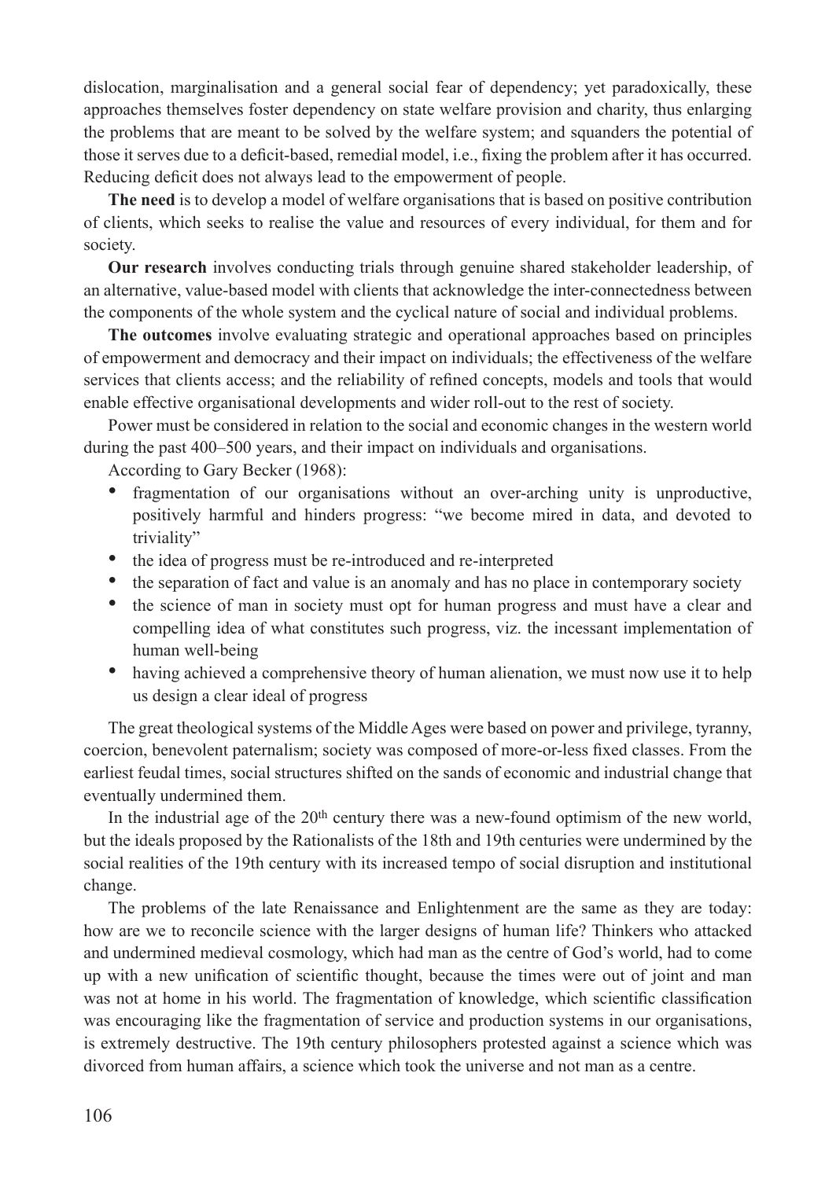dislocation, marginalisation and a general social fear of dependency; yet paradoxically, these approaches themselves foster dependency on state welfare provision and charity, thus enlarging the problems that are meant to be solved by the welfare system; and squanders the potential of those it serves due to a deficit-based, remedial model, i.e., fixing the problem after it has occurred. Reducing deficit does not always lead to the empowerment of people.

**The need** is to develop a model of welfare organisations that is based on positive contribution of clients, which seeks to realise the value and resources of every individual, for them and for society.

**Our research** involves conducting trials through genuine shared stakeholder leadership, of an alternative, value-based model with clients that acknowledge the inter-connectedness between the components of the whole system and the cyclical nature of social and individual problems.

**The outcomes** involve evaluating strategic and operational approaches based on principles of empowerment and democracy and their impact on individuals; the effectiveness of the welfare services that clients access; and the reliability of refined concepts, models and tools that would enable effective organisational developments and wider roll-out to the rest of society.

Power must be considered in relation to the social and economic changes in the western world during the past 400–500 years, and their impact on individuals and organisations.

According to Gary Becker (1968):

- fragmentation of our organisations without an over-arching unity is unproductive, positively harmful and hinders progress: "we become mired in data, and devoted to triviality"
- the idea of progress must be re-introduced and re-interpreted
- the separation of fact and value is an anomaly and has no place in contemporary society
- the science of man in society must opt for human progress and must have a clear and compelling idea of what constitutes such progress, viz. the incessant implementation of human well-being
- having achieved a comprehensive theory of human alienation, we must now use it to help us design a clear ideal of progress

The great theological systems of the Middle Ages were based on power and privilege, tyranny, coercion, benevolent paternalism; society was composed of more-or-less fixed classes. From the earliest feudal times, social structures shifted on the sands of economic and industrial change that eventually undermined them.

In the industrial age of the 20th century there was a new-found optimism of the new world, but the ideals proposed by the Rationalists of the 18th and 19th centuries were undermined by the social realities of the 19th century with its increased tempo of social disruption and institutional change.

The problems of the late Renaissance and Enlightenment are the same as they are today: how are we to reconcile science with the larger designs of human life? Thinkers who attacked and undermined medieval cosmology, which had man as the centre of God's world, had to come up with a new unification of scientific thought, because the times were out of joint and man was not at home in his world. The fragmentation of knowledge, which scientific classification was encouraging like the fragmentation of service and production systems in our organisations, is extremely destructive. The 19th century philosophers protested against a science which was divorced from human affairs, a science which took the universe and not man as a centre.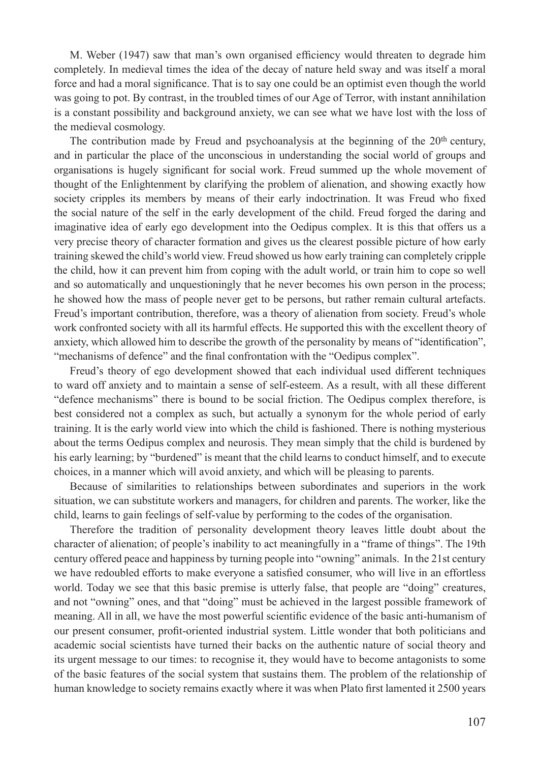M. Weber (1947) saw that man's own organised efficiency would threaten to degrade him completely. In medieval times the idea of the decay of nature held sway and was itself a moral force and had a moral significance. That is to say one could be an optimist even though the world was going to pot. By contrast, in the troubled times of our Age of Terror, with instant annihilation is a constant possibility and background anxiety, we can see what we have lost with the loss of the medieval cosmology.

The contribution made by Freud and psychoanalysis at the beginning of the 20th century, and in particular the place of the unconscious in understanding the social world of groups and organisations is hugely significant for social work. Freud summed up the whole movement of thought of the Enlightenment by clarifying the problem of alienation, and showing exactly how society cripples its members by means of their early indoctrination. It was Freud who fixed the social nature of the self in the early development of the child. Freud forged the daring and imaginative idea of early ego development into the Oedipus complex. It is this that offers us a very precise theory of character formation and gives us the clearest possible picture of how early training skewed the child's world view. Freud showed us how early training can completely cripple the child, how it can prevent him from coping with the adult world, or train him to cope so well and so automatically and unquestioningly that he never becomes his own person in the process; he showed how the mass of people never get to be persons, but rather remain cultural artefacts. Freud's important contribution, therefore, was a theory of alienation from society. Freud's whole work confronted society with all its harmful effects. He supported this with the excellent theory of anxiety, which allowed him to describe the growth of the personality by means of "identification", "mechanisms of defence" and the final confrontation with the "Oedipus complex".

Freud's theory of ego development showed that each individual used different techniques to ward off anxiety and to maintain a sense of self-esteem. As a result, with all these different "defence mechanisms" there is bound to be social friction. The Oedipus complex therefore, is best considered not a complex as such, but actually a synonym for the whole period of early training. It is the early world view into which the child is fashioned. There is nothing mysterious about the terms Oedipus complex and neurosis. They mean simply that the child is burdened by his early learning; by "burdened" is meant that the child learns to conduct himself, and to execute choices, in a manner which will avoid anxiety, and which will be pleasing to parents.

Because of similarities to relationships between subordinates and superiors in the work situation, we can substitute workers and managers, for children and parents. The worker, like the child, learns to gain feelings of self-value by performing to the codes of the organisation.

Therefore the tradition of personality development theory leaves little doubt about the character of alienation; of people's inability to act meaningfully in a "frame of things". The 19th century offered peace and happiness by turning people into "owning" animals. In the 21st century we have redoubled efforts to make everyone a satisfied consumer, who will live in an effortless world. Today we see that this basic premise is utterly false, that people are "doing" creatures, and not "owning" ones, and that "doing" must be achieved in the largest possible framework of meaning. All in all, we have the most powerful scientific evidence of the basic anti-humanism of our present consumer, profit-oriented industrial system. Little wonder that both politicians and academic social scientists have turned their backs on the authentic nature of social theory and its urgent message to our times: to recognise it, they would have to become antagonists to some of the basic features of the social system that sustains them. The problem of the relationship of human knowledge to society remains exactly where it was when Plato first lamented it 2500 years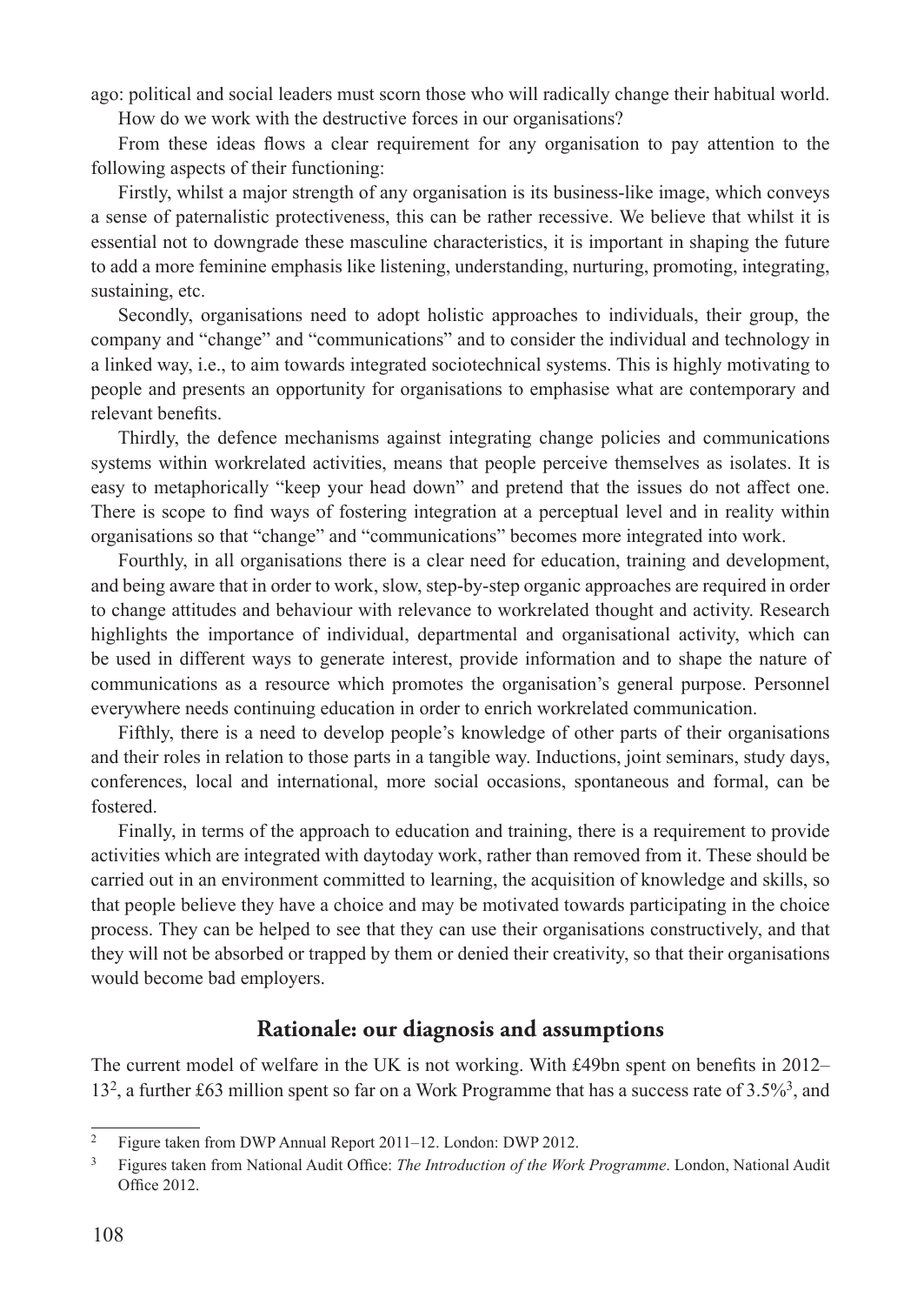ago: political and social leaders must scorn those who will radically change their habitual world.

How do we work with the destructive forces in our organisations?

From these ideas flows a clear requirement for any organisation to pay attention to the following aspects of their functioning:

Firstly, whilst a major strength of any organisation is its business-like image, which conveys a sense of paternalistic protectiveness, this can be rather recessive. We believe that whilst it is essential not to downgrade these masculine characteristics, it is important in shaping the future to add a more feminine emphasis like listening, understanding, nurturing, promoting, integrating, sustaining, etc.

Secondly, organisations need to adopt holistic approaches to individuals, their group, the company and "change" and "communications" and to consider the individual and technology in a linked way, i.e., to aim towards integrated sociotechnical systems. This is highly motivating to people and presents an opportunity for organisations to emphasise what are contemporary and relevant benefits.

Thirdly, the defence mechanisms against integrating change policies and communications systems within workrelated activities, means that people perceive themselves as isolates. It is easy to metaphorically "keep your head down" and pretend that the issues do not affect one. There is scope to find ways of fostering integration at a perceptual level and in reality within organisations so that "change" and "communications" becomes more integrated into work.

Fourthly, in all organisations there is a clear need for education, training and development, and being aware that in order to work, slow, step-by-step organic approaches are required in order to change attitudes and behaviour with relevance to workrelated thought and activity. Research highlights the importance of individual, departmental and organisational activity, which can be used in different ways to generate interest, provide information and to shape the nature of communications as a resource which promotes the organisation's general purpose. Personnel everywhere needs continuing education in order to enrich workrelated communication.

Fifthly, there is a need to develop people's knowledge of other parts of their organisations and their roles in relation to those parts in a tangible way. Inductions, joint seminars, study days, conferences, local and international, more social occasions, spontaneous and formal, can be fostered.

Finally, in terms of the approach to education and training, there is a requirement to provide activities which are integrated with daytoday work, rather than removed from it. These should be carried out in an environment committed to learning, the acquisition of knowledge and skills, so that people believe they have a choice and may be motivated towards participating in the choice process. They can be helped to see that they can use their organisations constructively, and that they will not be absorbed or trapped by them or denied their creativity, so that their organisations would become bad employers.

## Rationale: our diagnosis and assumptions

The current model of welfare in the UK is not working. With £49bn spent on benefits in 2012–13[2], a further £63 million spent so far on a Work Programme that has a success rate of 3.5%[3], and

---

[2] Figure taken from DWP Annual Report 2011–12. London: DWP 2012.

[3] Figures taken from National Audit Office: *The Introduction of the Work Programme*. London, National Audit Office 2012.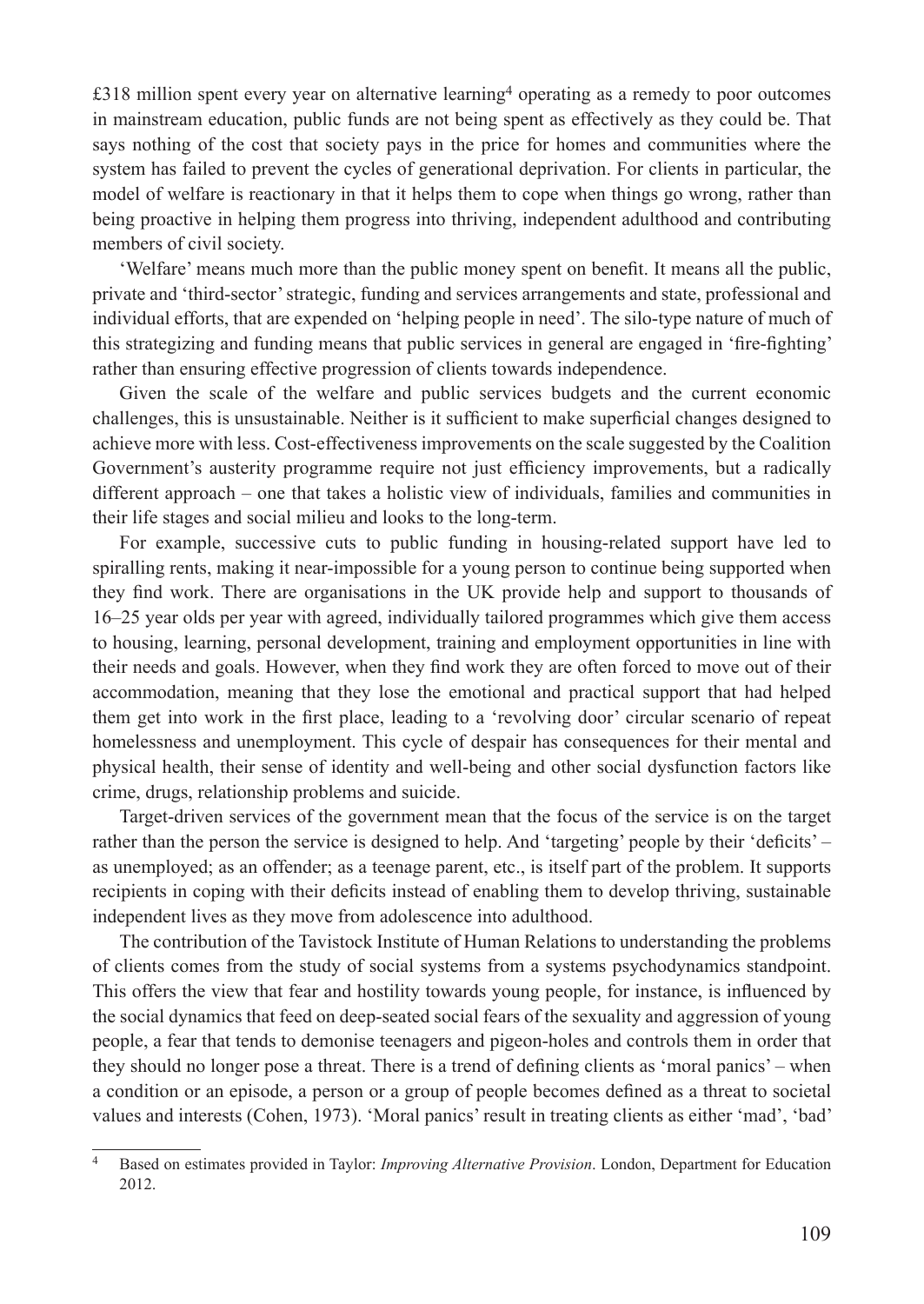£318 million spent every year on alternative learning[4] operating as a remedy to poor outcomes in mainstream education, public funds are not being spent as effectively as they could be. That says nothing of the cost that society pays in the price for homes and communities where the system has failed to prevent the cycles of generational deprivation. For clients in particular, the model of welfare is reactionary in that it helps them to cope when things go wrong, rather than being proactive in helping them progress into thriving, independent adulthood and contributing members of civil society.

'Welfare' means much more than the public money spent on benefit. It means all the public, private and 'third-sector' strategic, funding and services arrangements and state, professional and individual efforts, that are expended on 'helping people in need'. The silo-type nature of much of this strategizing and funding means that public services in general are engaged in 'fire-fighting' rather than ensuring effective progression of clients towards independence.

Given the scale of the welfare and public services budgets and the current economic challenges, this is unsustainable. Neither is it sufficient to make superficial changes designed to achieve more with less. Cost-effectiveness improvements on the scale suggested by the Coalition Government's austerity programme require not just efficiency improvements, but a radically different approach – one that takes a holistic view of individuals, families and communities in their life stages and social milieu and looks to the long-term.

For example, successive cuts to public funding in housing-related support have led to spiralling rents, making it near-impossible for a young person to continue being supported when they find work. There are organisations in the UK provide help and support to thousands of 16–25 year olds per year with agreed, individually tailored programmes which give them access to housing, learning, personal development, training and employment opportunities in line with their needs and goals. However, when they find work they are often forced to move out of their accommodation, meaning that they lose the emotional and practical support that had helped them get into work in the first place, leading to a 'revolving door' circular scenario of repeat homelessness and unemployment. This cycle of despair has consequences for their mental and physical health, their sense of identity and well-being and other social dysfunction factors like crime, drugs, relationship problems and suicide.

Target-driven services of the government mean that the focus of the service is on the target rather than the person the service is designed to help. And 'targeting' people by their 'deficits' – as unemployed; as an offender; as a teenage parent, etc., is itself part of the problem. It supports recipients in coping with their deficits instead of enabling them to develop thriving, sustainable independent lives as they move from adolescence into adulthood.

The contribution of the Tavistock Institute of Human Relations to understanding the problems of clients comes from the study of social systems from a systems psychodynamics standpoint. This offers the view that fear and hostility towards young people, for instance, is influenced by the social dynamics that feed on deep-seated social fears of the sexuality and aggression of young people, a fear that tends to demonise teenagers and pigeon-holes and controls them in order that they should no longer pose a threat. There is a trend of defining clients as 'moral panics' – when a condition or an episode, a person or a group of people becomes defined as a threat to societal values and interests (Cohen, 1973). 'Moral panics' result in treating clients as either 'mad', 'bad'

---

[4] Based on estimates provided in Taylor: *Improving Alternative Provision*. London, Department for Education 2012.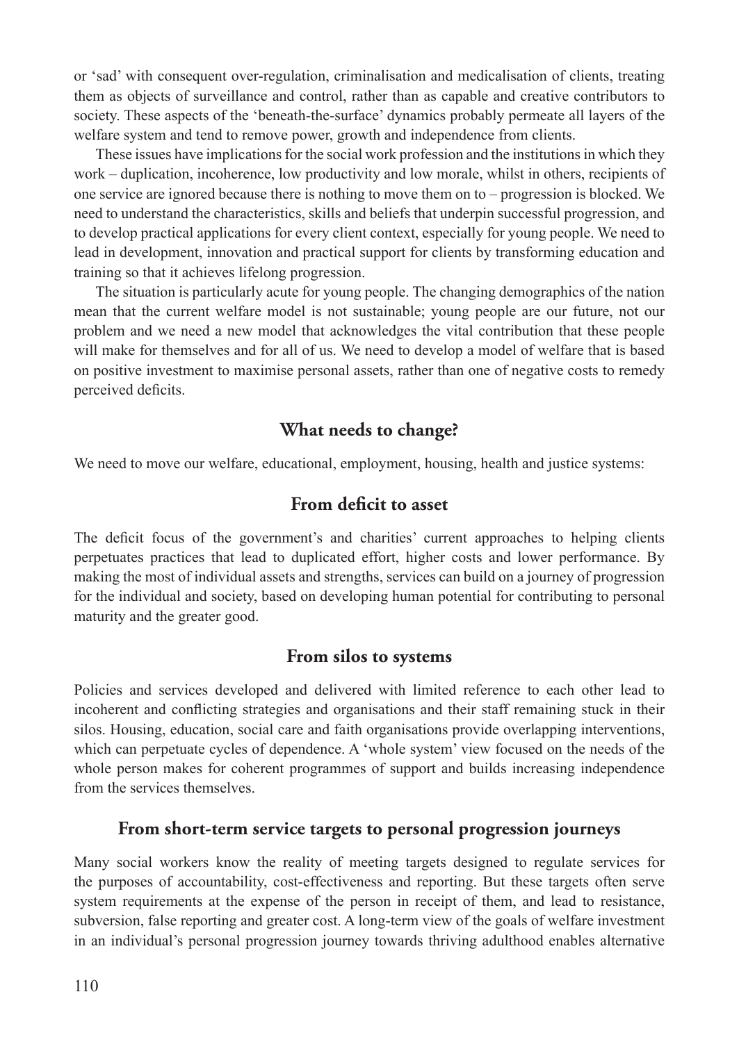or 'sad' with consequent over-regulation, criminalisation and medicalisation of clients, treating them as objects of surveillance and control, rather than as capable and creative contributors to society. These aspects of the 'beneath-the-surface' dynamics probably permeate all layers of the welfare system and tend to remove power, growth and independence from clients.

These issues have implications for the social work profession and the institutions in which they work – duplication, incoherence, low productivity and low morale, whilst in others, recipients of one service are ignored because there is nothing to move them on to – progression is blocked. We need to understand the characteristics, skills and beliefs that underpin successful progression, and to develop practical applications for every client context, especially for young people. We need to lead in development, innovation and practical support for clients by transforming education and training so that it achieves lifelong progression.

The situation is particularly acute for young people. The changing demographics of the nation mean that the current welfare model is not sustainable; young people are our future, not our problem and we need a new model that acknowledges the vital contribution that these people will make for themselves and for all of us. We need to develop a model of welfare that is based on positive investment to maximise personal assets, rather than one of negative costs to remedy perceived deficits.

## What needs to change?

We need to move our welfare, educational, employment, housing, health and justice systems:

### From deficit to asset

The deficit focus of the government's and charities' current approaches to helping clients perpetuates practices that lead to duplicated effort, higher costs and lower performance. By making the most of individual assets and strengths, services can build on a journey of progression for the individual and society, based on developing human potential for contributing to personal maturity and the greater good.

### From silos to systems

Policies and services developed and delivered with limited reference to each other lead to incoherent and conflicting strategies and organisations and their staff remaining stuck in their silos. Housing, education, social care and faith organisations provide overlapping interventions, which can perpetuate cycles of dependence. A 'whole system' view focused on the needs of the whole person makes for coherent programmes of support and builds increasing independence from the services themselves.

### From short-term service targets to personal progression journeys

Many social workers know the reality of meeting targets designed to regulate services for the purposes of accountability, cost-effectiveness and reporting. But these targets often serve system requirements at the expense of the person in receipt of them, and lead to resistance, subversion, false reporting and greater cost. A long-term view of the goals of welfare investment in an individual's personal progression journey towards thriving adulthood enables alternative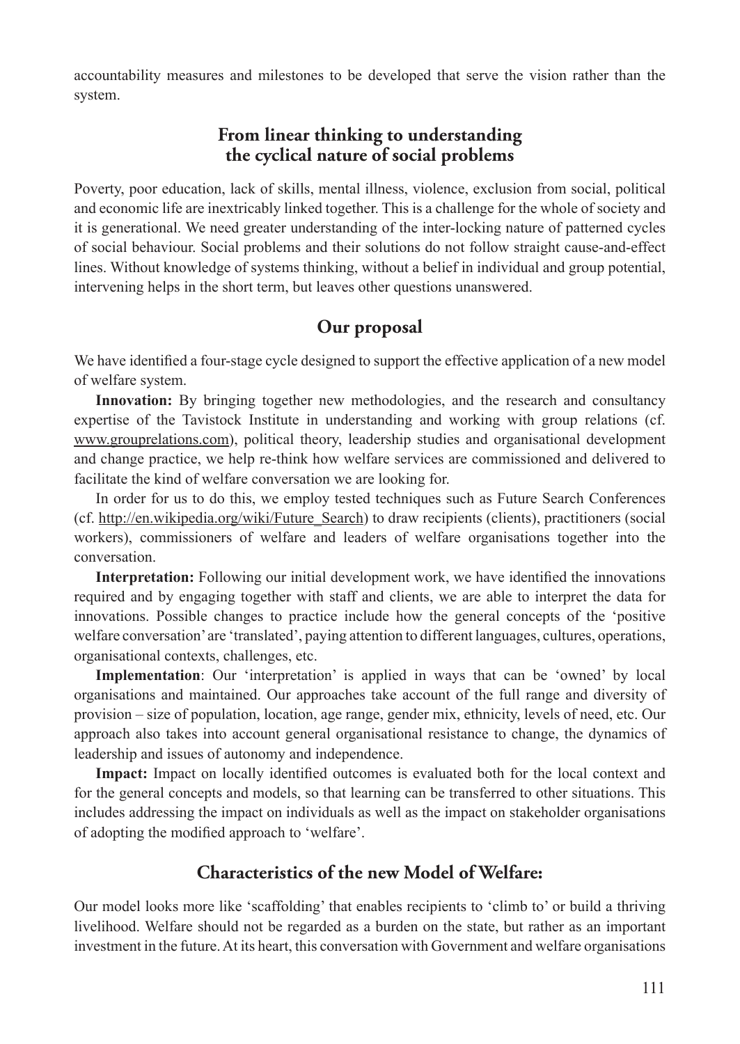accountability measures and milestones to be developed that serve the vision rather than the system.

## From linear thinking to understanding the cyclical nature of social problems

Poverty, poor education, lack of skills, mental illness, violence, exclusion from social, political and economic life are inextricably linked together. This is a challenge for the whole of society and it is generational. We need greater understanding of the inter-locking nature of patterned cycles of social behaviour. Social problems and their solutions do not follow straight cause-and-effect lines. Without knowledge of systems thinking, without a belief in individual and group potential, intervening helps in the short term, but leaves other questions unanswered.

## Our proposal

We have identified a four-stage cycle designed to support the effective application of a new model of welfare system.

**Innovation:** By bringing together new methodologies, and the research and consultancy expertise of the Tavistock Institute in understanding and working with group relations (cf. www.grouprelations.com), political theory, leadership studies and organisational development and change practice, we help re-think how welfare services are commissioned and delivered to facilitate the kind of welfare conversation we are looking for.

In order for us to do this, we employ tested techniques such as Future Search Conferences (cf. http://en.wikipedia.org/wiki/Future_Search) to draw recipients (clients), practitioners (social workers), commissioners of welfare and leaders of welfare organisations together into the conversation.

**Interpretation:** Following our initial development work, we have identified the innovations required and by engaging together with staff and clients, we are able to interpret the data for innovations. Possible changes to practice include how the general concepts of the 'positive welfare conversation' are 'translated', paying attention to different languages, cultures, operations, organisational contexts, challenges, etc.

**Implementation**: Our 'interpretation' is applied in ways that can be 'owned' by local organisations and maintained. Our approaches take account of the full range and diversity of provision – size of population, location, age range, gender mix, ethnicity, levels of need, etc. Our approach also takes into account general organisational resistance to change, the dynamics of leadership and issues of autonomy and independence.

**Impact:** Impact on locally identified outcomes is evaluated both for the local context and for the general concepts and models, so that learning can be transferred to other situations. This includes addressing the impact on individuals as well as the impact on stakeholder organisations of adopting the modified approach to 'welfare'.

## Characteristics of the new Model of Welfare:

Our model looks more like 'scaffolding' that enables recipients to 'climb to' or build a thriving livelihood. Welfare should not be regarded as a burden on the state, but rather as an important investment in the future. At its heart, this conversation with Government and welfare organisations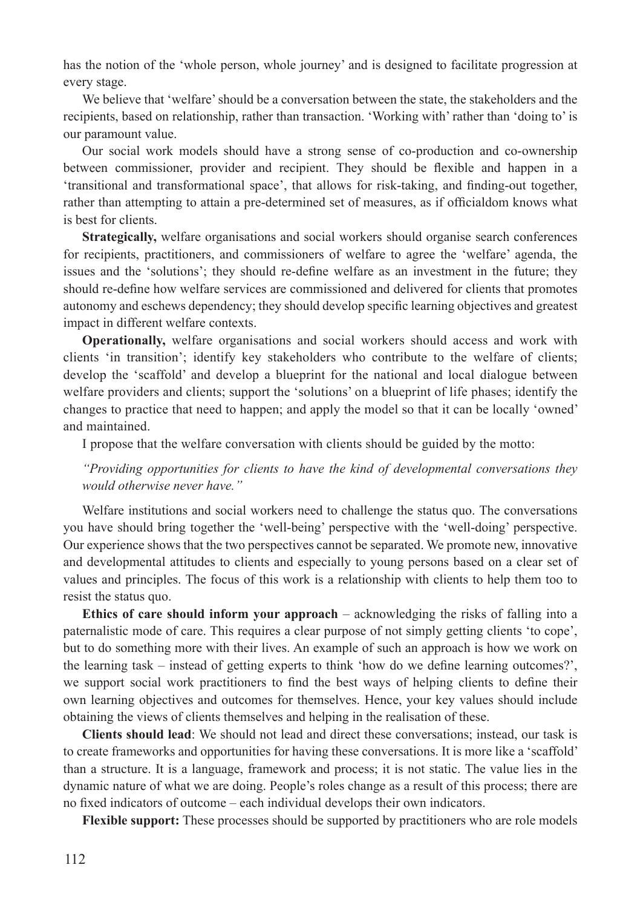has the notion of the 'whole person, whole journey' and is designed to facilitate progression at every stage.

We believe that 'welfare' should be a conversation between the state, the stakeholders and the recipients, based on relationship, rather than transaction. 'Working with' rather than 'doing to' is our paramount value.

Our social work models should have a strong sense of co-production and co-ownership between commissioner, provider and recipient. They should be flexible and happen in a 'transitional and transformational space', that allows for risk-taking, and finding-out together, rather than attempting to attain a pre-determined set of measures, as if officialdom knows what is best for clients.

**Strategically,** welfare organisations and social workers should organise search conferences for recipients, practitioners, and commissioners of welfare to agree the 'welfare' agenda, the issues and the 'solutions'; they should re-define welfare as an investment in the future; they should re-define how welfare services are commissioned and delivered for clients that promotes autonomy and eschews dependency; they should develop specific learning objectives and greatest impact in different welfare contexts.

**Operationally,** welfare organisations and social workers should access and work with clients 'in transition'; identify key stakeholders who contribute to the welfare of clients; develop the 'scaffold' and develop a blueprint for the national and local dialogue between welfare providers and clients; support the 'solutions' on a blueprint of life phases; identify the changes to practice that need to happen; and apply the model so that it can be locally 'owned' and maintained.

I propose that the welfare conversation with clients should be guided by the motto:

*"Providing opportunities for clients to have the kind of developmental conversations they would otherwise never have."*

Welfare institutions and social workers need to challenge the status quo. The conversations you have should bring together the 'well-being' perspective with the 'well-doing' perspective. Our experience shows that the two perspectives cannot be separated. We promote new, innovative and developmental attitudes to clients and especially to young persons based on a clear set of values and principles. The focus of this work is a relationship with clients to help them too to resist the status quo.

**Ethics of care should inform your approach** – acknowledging the risks of falling into a paternalistic mode of care. This requires a clear purpose of not simply getting clients 'to cope', but to do something more with their lives. An example of such an approach is how we work on the learning task – instead of getting experts to think 'how do we define learning outcomes?', we support social work practitioners to find the best ways of helping clients to define their own learning objectives and outcomes for themselves. Hence, your key values should include obtaining the views of clients themselves and helping in the realisation of these.

**Clients should lead**: We should not lead and direct these conversations; instead, our task is to create frameworks and opportunities for having these conversations. It is more like a 'scaffold' than a structure. It is a language, framework and process; it is not static. The value lies in the dynamic nature of what we are doing. People's roles change as a result of this process; there are no fixed indicators of outcome – each individual develops their own indicators.

**Flexible support:** These processes should be supported by practitioners who are role models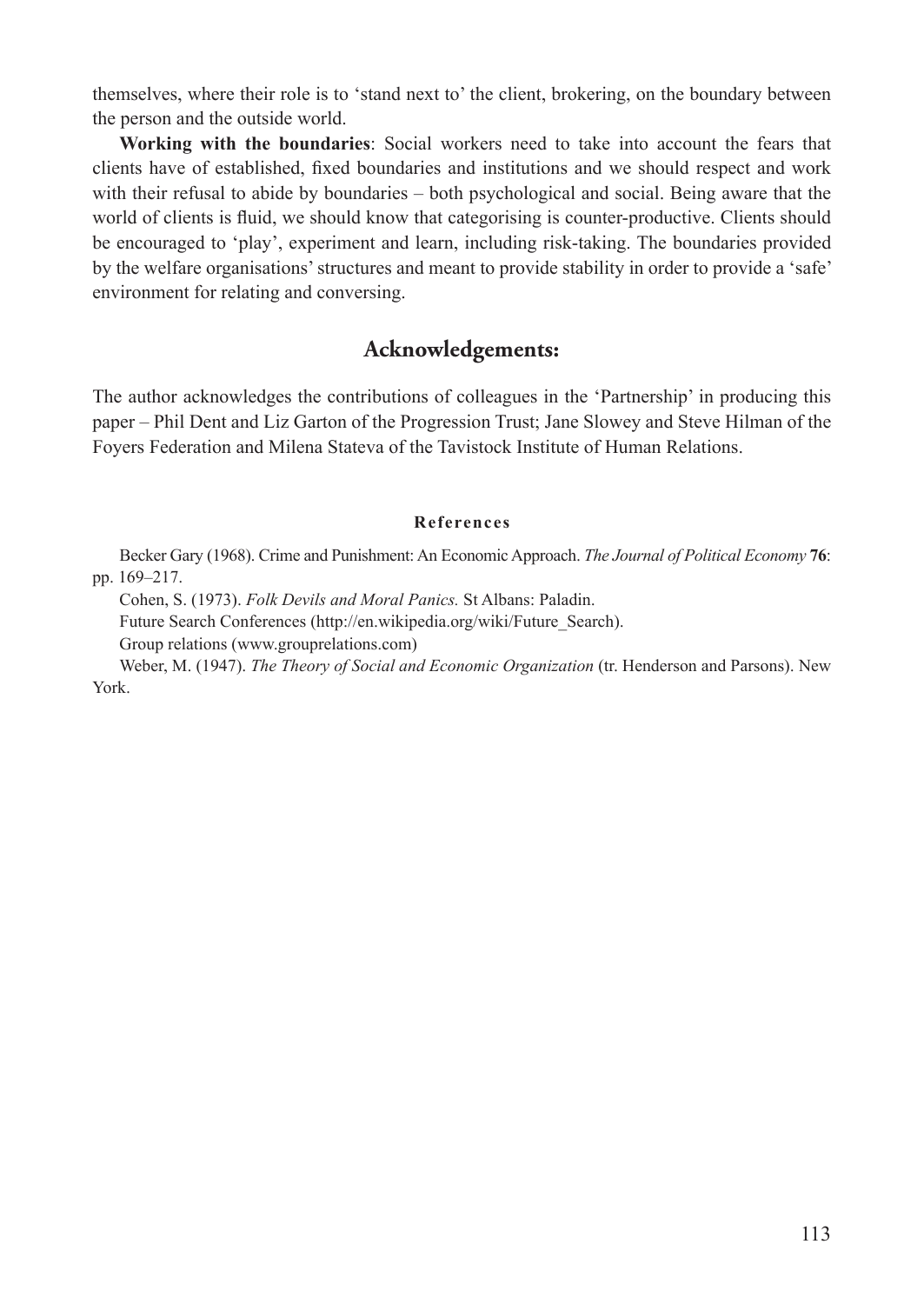themselves, where their role is to 'stand next to' the client, brokering, on the boundary between the person and the outside world.

**Working with the boundaries**: Social workers need to take into account the fears that clients have of established, fixed boundaries and institutions and we should respect and work with their refusal to abide by boundaries – both psychological and social. Being aware that the world of clients is fluid, we should know that categorising is counter-productive. Clients should be encouraged to 'play', experiment and learn, including risk-taking. The boundaries provided by the welfare organisations' structures and meant to provide stability in order to provide a 'safe' environment for relating and conversing.

## Acknowledgements:

The author acknowledges the contributions of colleagues in the 'Partnership' in producing this paper – Phil Dent and Liz Garton of the Progression Trust; Jane Slowey and Steve Hilman of the Foyers Federation and Milena Stateva of the Tavistock Institute of Human Relations.

### References

Becker Gary (1968). Crime and Punishment: An Economic Approach. *The Journal of Political Economy* **76**: pp. 169–217.

Cohen, S. (1973). *Folk Devils and Moral Panics.* St Albans: Paladin.

Future Search Conferences (http://en.wikipedia.org/wiki/Future_Search).

Group relations (www.grouprelations.com)

Weber, M. (1947). *The Theory of Social and Economic Organization* (tr. Henderson and Parsons). New York.